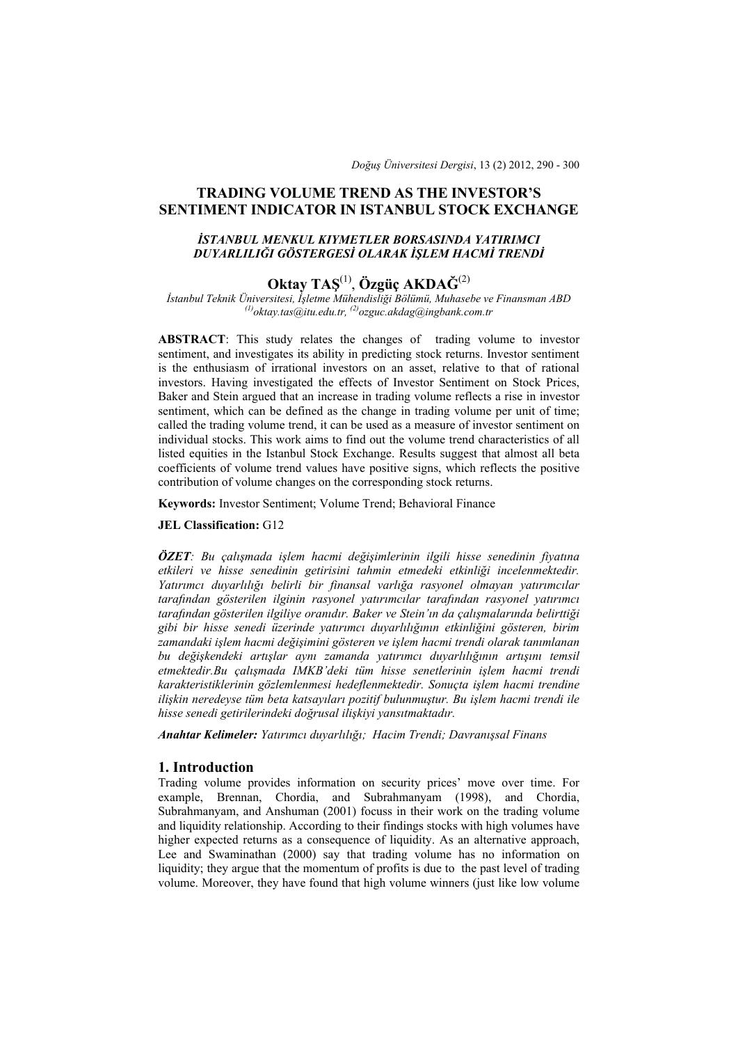# TRADING VOLUME TREND AS THE INVESTOR'S SENTIMENT INDICATOR IN ISTANBUL STOCK EXCHANGE

### *İSTANBUL MENKUL KIYMETLER BORSASINDA YATIRIMCI DUYARLILIĞI GÖSTERGESİ OLARAK İŞLEM HACMİ TRENDİ*

## Oktay TAŞ[1], Özgüç AKDAĞ[2]

*İstanbul Teknik Üniversitesi, İşletme Mühendisliği Bölümü, Muhasebe ve Finansman ABD*
*[1]oktay.tas@itu.edu.tr, [2]ozguc.akdag@ingbank.com.tr*

**ABSTRACT**: This study relates the changes of trading volume to investor sentiment, and investigates its ability in predicting stock returns. Investor sentiment is the enthusiasm of irrational investors on an asset, relative to that of rational investors. Having investigated the effects of Investor Sentiment on Stock Prices, Baker and Stein argued that an increase in trading volume reflects a rise in investor sentiment, which can be defined as the change in trading volume per unit of time; called the trading volume trend, it can be used as a measure of investor sentiment on individual stocks. This work aims to find out the volume trend characteristics of all listed equities in the Istanbul Stock Exchange. Results suggest that almost all beta coefficients of volume trend values have positive signs, which reflects the positive contribution of volume changes on the corresponding stock returns.

**Keywords:** Investor Sentiment; Volume Trend; Behavioral Finance

**JEL Classification:** G12

***ÖZET**: Bu çalışmada işlem hacmi değişimlerinin ilgili hisse senedinin fiyatına etkileri ve hisse senedinin getirisini tahmin etmedeki etkinliği incelenmektedir. Yatırımcı duyarlılığı belirli bir finansal varlığa rasyonel olmayan yatırımcılar tarafından gösterilen ilginin rasyonel yatırımcılar tarafından rasyonel yatırımcı tarafından gösterilen ilgiliye oranıdır. Baker ve Stein'ın da çalışmalarında belirttiği gibi bir hisse senedi üzerinde yatırımcı duyarlılığının etkinliğini gösteren, birim zamandaki işlem hacmi değişimini gösteren ve işlem hacmi trendi olarak tanımlanan bu değişkendeki artışlar aynı zamanda yatırımcı duyarlılığının artışını temsil etmektedir.Bu çalışmada IMKB'deki tüm hisse senetlerinin işlem hacmi trendi karakteristiklerinin gözlemlenmesi hedeflenmektedir. Sonuçta işlem hacmi trendine ilişkin neredeyse tüm beta katsayıları pozitif bulunmuştur. Bu işlem hacmi trendi ile hisse senedi getirilerindeki doğrusal ilişkiyi yansıtmaktadır.*

***Anahtar Kelimeler:** Yatırımcı duyarlılığı; Hacim Trendi; Davranışsal Finans*

## 1. Introduction

Trading volume provides information on security prices' move over time. For example, Brennan, Chordia, and Subrahmanyam (1998), and Chordia, Subrahmanyam, and Anshuman (2001) focuss in their work on the trading volume and liquidity relationship. According to their findings stocks with high volumes have higher expected returns as a consequence of liquidity. As an alternative approach, Lee and Swaminathan (2000) say that trading volume has no information on liquidity; they argue that the momentum of profits is due to the past level of trading volume. Moreover, they have found that high volume winners (just like low volume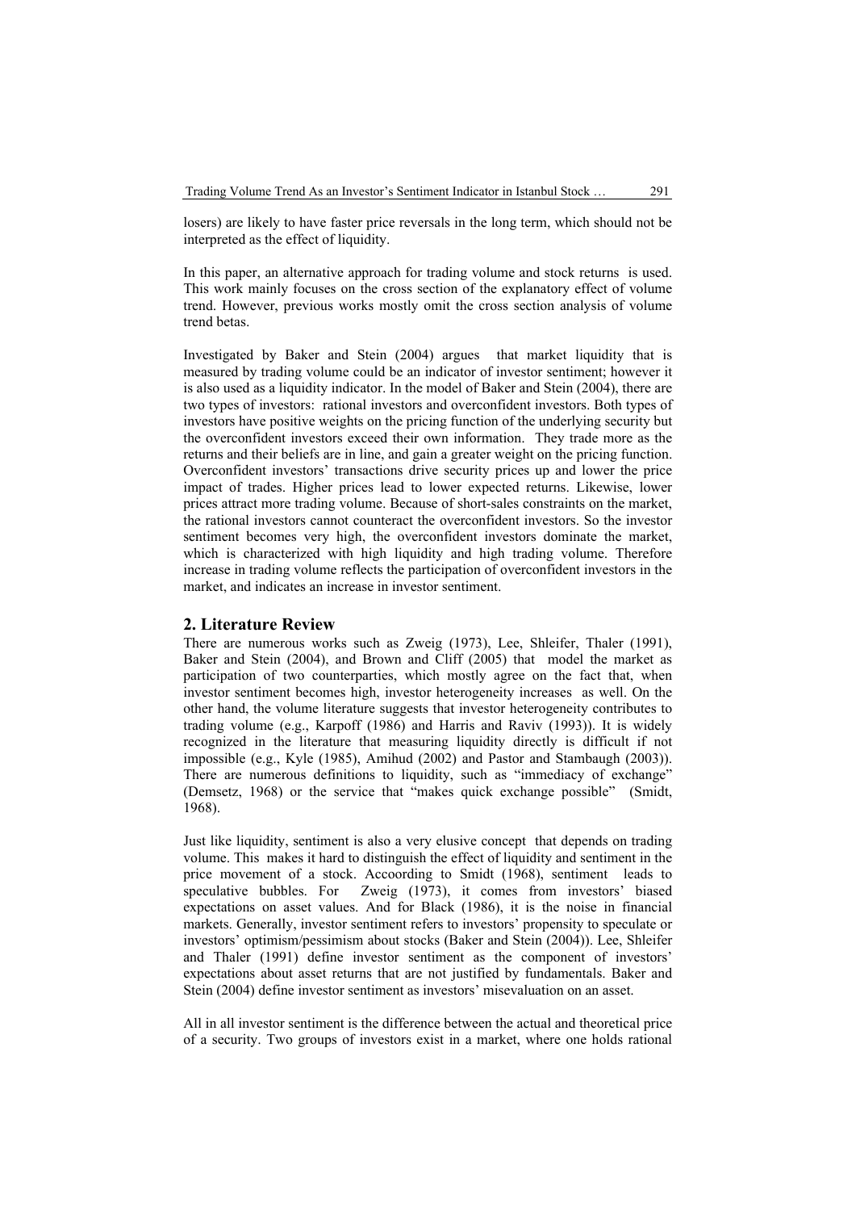losers) are likely to have faster price reversals in the long term, which should not be interpreted as the effect of liquidity.

In this paper, an alternative approach for trading volume and stock returns is used. This work mainly focuses on the cross section of the explanatory effect of volume trend. However, previous works mostly omit the cross section analysis of volume trend betas.

Investigated by Baker and Stein (2004) argues that market liquidity that is measured by trading volume could be an indicator of investor sentiment; however it is also used as a liquidity indicator. In the model of Baker and Stein (2004), there are two types of investors: rational investors and overconfident investors. Both types of investors have positive weights on the pricing function of the underlying security but the overconfident investors exceed their own information. They trade more as the returns and their beliefs are in line, and gain a greater weight on the pricing function. Overconfident investors' transactions drive security prices up and lower the price impact of trades. Higher prices lead to lower expected returns. Likewise, lower prices attract more trading volume. Because of short-sales constraints on the market, the rational investors cannot counteract the overconfident investors. So the investor sentiment becomes very high, the overconfident investors dominate the market, which is characterized with high liquidity and high trading volume. Therefore increase in trading volume reflects the participation of overconfident investors in the market, and indicates an increase in investor sentiment.

## 2. Literature Review

There are numerous works such as Zweig (1973), Lee, Shleifer, Thaler (1991), Baker and Stein (2004), and Brown and Cliff (2005) that model the market as participation of two counterparties, which mostly agree on the fact that, when investor sentiment becomes high, investor heterogeneity increases as well. On the other hand, the volume literature suggests that investor heterogeneity contributes to trading volume (e.g., Karpoff (1986) and Harris and Raviv (1993)). It is widely recognized in the literature that measuring liquidity directly is difficult if not impossible (e.g., Kyle (1985), Amihud (2002) and Pastor and Stambaugh (2003)). There are numerous definitions to liquidity, such as "immediacy of exchange" (Demsetz, 1968) or the service that "makes quick exchange possible" (Smidt, 1968).

Just like liquidity, sentiment is also a very elusive concept that depends on trading volume. This makes it hard to distinguish the effect of liquidity and sentiment in the price movement of a stock. Accoording to Smidt (1968), sentiment leads to speculative bubbles. For Zweig (1973), it comes from investors' biased expectations on asset values. And for Black (1986), it is the noise in financial markets. Generally, investor sentiment refers to investors' propensity to speculate or investors' optimism/pessimism about stocks (Baker and Stein (2004)). Lee, Shleifer and Thaler (1991) define investor sentiment as the component of investors' expectations about asset returns that are not justified by fundamentals. Baker and Stein (2004) define investor sentiment as investors' misevaluation on an asset.

All in all investor sentiment is the difference between the actual and theoretical price of a security. Two groups of investors exist in a market, where one holds rational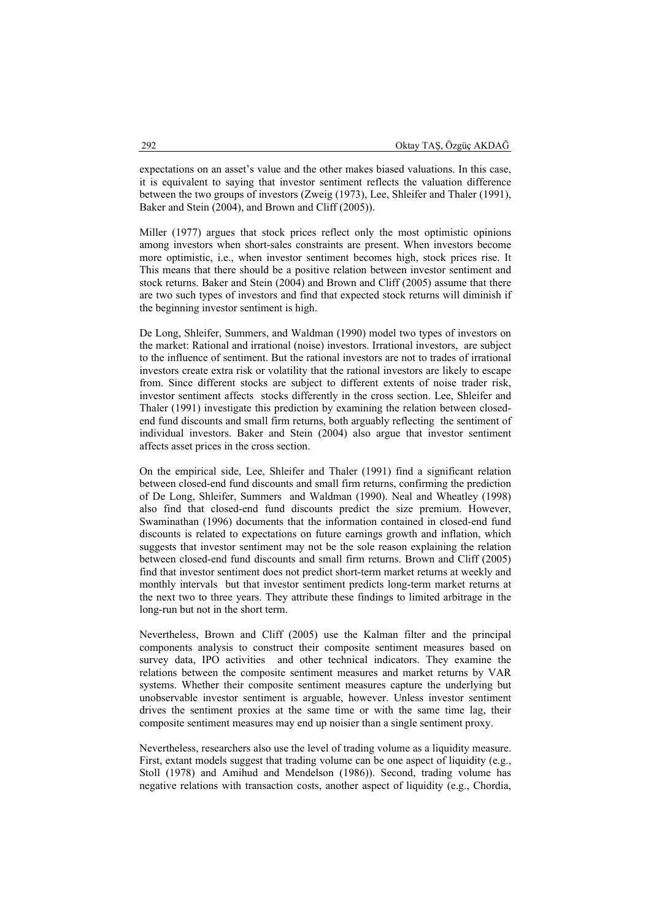expectations on an asset's value and the other makes biased valuations. In this case, it is equivalent to saying that investor sentiment reflects the valuation difference between the two groups of investors (Zweig (1973), Lee, Shleifer and Thaler (1991), Baker and Stein (2004), and Brown and Cliff (2005)).

Miller (1977) argues that stock prices reflect only the most optimistic opinions among investors when short-sales constraints are present. When investors become more optimistic, i.e., when investor sentiment becomes high, stock prices rise. It This means that there should be a positive relation between investor sentiment and stock returns. Baker and Stein (2004) and Brown and Cliff (2005) assume that there are two such types of investors and find that expected stock returns will diminish if the beginning investor sentiment is high.

De Long, Shleifer, Summers, and Waldman (1990) model two types of investors on the market: Rational and irrational (noise) investors. Irrational investors, are subject to the influence of sentiment. But the rational investors are not to trades of irrational investors create extra risk or volatility that the rational investors are likely to escape from. Since different stocks are subject to different extents of noise trader risk, investor sentiment affects stocks differently in the cross section. Lee, Shleifer and Thaler (1991) investigate this prediction by examining the relation between closed-end fund discounts and small firm returns, both arguably reflecting the sentiment of individual investors. Baker and Stein (2004) also argue that investor sentiment affects asset prices in the cross section.

On the empirical side, Lee, Shleifer and Thaler (1991) find a significant relation between closed-end fund discounts and small firm returns, confirming the prediction of De Long, Shleifer, Summers and Waldman (1990). Neal and Wheatley (1998) also find that closed-end fund discounts predict the size premium. However, Swaminathan (1996) documents that the information contained in closed-end fund discounts is related to expectations on future earnings growth and inflation, which suggests that investor sentiment may not be the sole reason explaining the relation between closed-end fund discounts and small firm returns. Brown and Cliff (2005) find that investor sentiment does not predict short-term market returns at weekly and monthly intervals but that investor sentiment predicts long-term market returns at the next two to three years. They attribute these findings to limited arbitrage in the long-run but not in the short term.

Nevertheless, Brown and Cliff (2005) use the Kalman filter and the principal components analysis to construct their composite sentiment measures based on survey data, IPO activities and other technical indicators. They examine the relations between the composite sentiment measures and market returns by VAR systems. Whether their composite sentiment measures capture the underlying but unobservable investor sentiment is arguable, however. Unless investor sentiment drives the sentiment proxies at the same time or with the same time lag, their composite sentiment measures may end up noisier than a single sentiment proxy.

Nevertheless, researchers also use the level of trading volume as a liquidity measure. First, extant models suggest that trading volume can be one aspect of liquidity (e.g., Stoll (1978) and Amihud and Mendelson (1986)). Second, trading volume has negative relations with transaction costs, another aspect of liquidity (e.g., Chordia,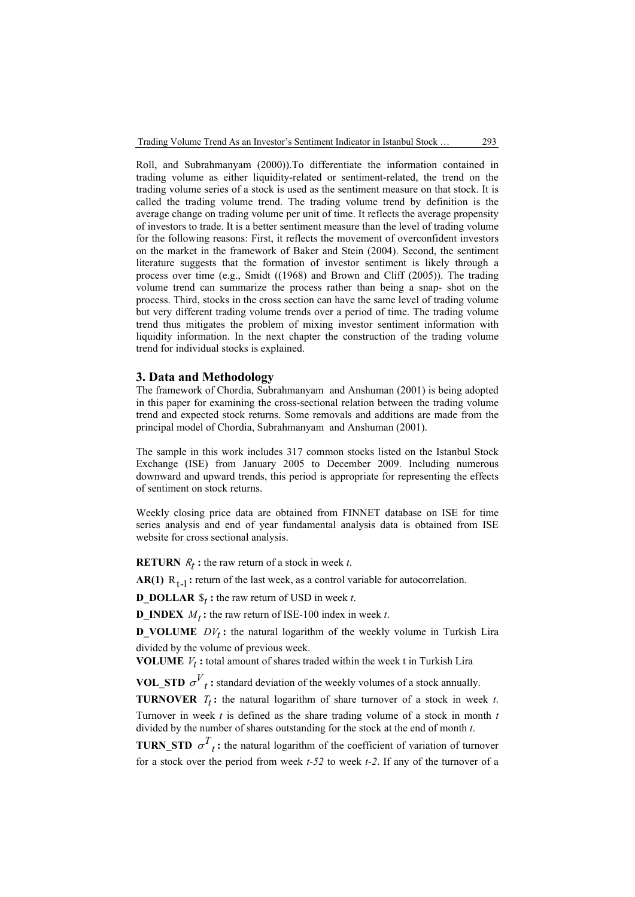Roll, and Subrahmanyam (2000)).To differentiate the information contained in trading volume as either liquidity-related or sentiment-related, the trend on the trading volume series of a stock is used as the sentiment measure on that stock. It is called the trading volume trend. The trading volume trend by definition is the average change on trading volume per unit of time. It reflects the average propensity of investors to trade. It is a better sentiment measure than the level of trading volume for the following reasons: First, it reflects the movement of overconfident investors on the market in the framework of Baker and Stein (2004). Second, the sentiment literature suggests that the formation of investor sentiment is likely through a process over time (e.g., Smidt ((1968) and Brown and Cliff (2005)). The trading volume trend can summarize the process rather than being a snap- shot on the process. Third, stocks in the cross section can have the same level of trading volume but very different trading volume trends over a period of time. The trading volume trend thus mitigates the problem of mixing investor sentiment information with liquidity information. In the next chapter the construction of the trading volume trend for individual stocks is explained.

## 3. Data and Methodology

The framework of Chordia, Subrahmanyam and Anshuman (2001) is being adopted in this paper for examining the cross-sectional relation between the trading volume trend and expected stock returns. Some removals and additions are made from the principal model of Chordia, Subrahmanyam and Anshuman (2001).

The sample in this work includes 317 common stocks listed on the Istanbul Stock Exchange (ISE) from January 2005 to December 2009. Including numerous downward and upward trends, this period is appropriate for representing the effects of sentiment on stock returns.

Weekly closing price data are obtained from FINNET database on ISE for time series analysis and end of year fundamental analysis data is obtained from ISE website for cross sectional analysis.

**RETURN** $R_t$ **:** the raw return of a stock in week *t*.

**AR(1)** $R_{t-1}$ **:** return of the last week, as a control variable for autocorrelation.

**D_DOLLAR** $\$_t$ **:** the raw return of USD in week *t*.

**D_INDEX** $M_t$ **:** the raw return of ISE-100 index in week *t*.

**D_VOLUME** $DV_t$ **:** the natural logarithm of the weekly volume in Turkish Lira divided by the volume of previous week.

**VOLUME** $V_t$ **:** total amount of shares traded within the week t in Turkish Lira

**VOL_STD** $\sigma^{V}{}_{t}$ **:** standard deviation of the weekly volumes of a stock annually.

**TURNOVER** $T_t$ **:** the natural logarithm of share turnover of a stock in week *t*. Turnover in week *t* is defined as the share trading volume of a stock in month *t* divided by the number of shares outstanding for the stock at the end of month *t*.

**TURN_STD** $\sigma^{T}{}_{t}$ **:** the natural logarithm of the coefficient of variation of turnover for a stock over the period from week *t-52* to week *t-2*. If any of the turnover of a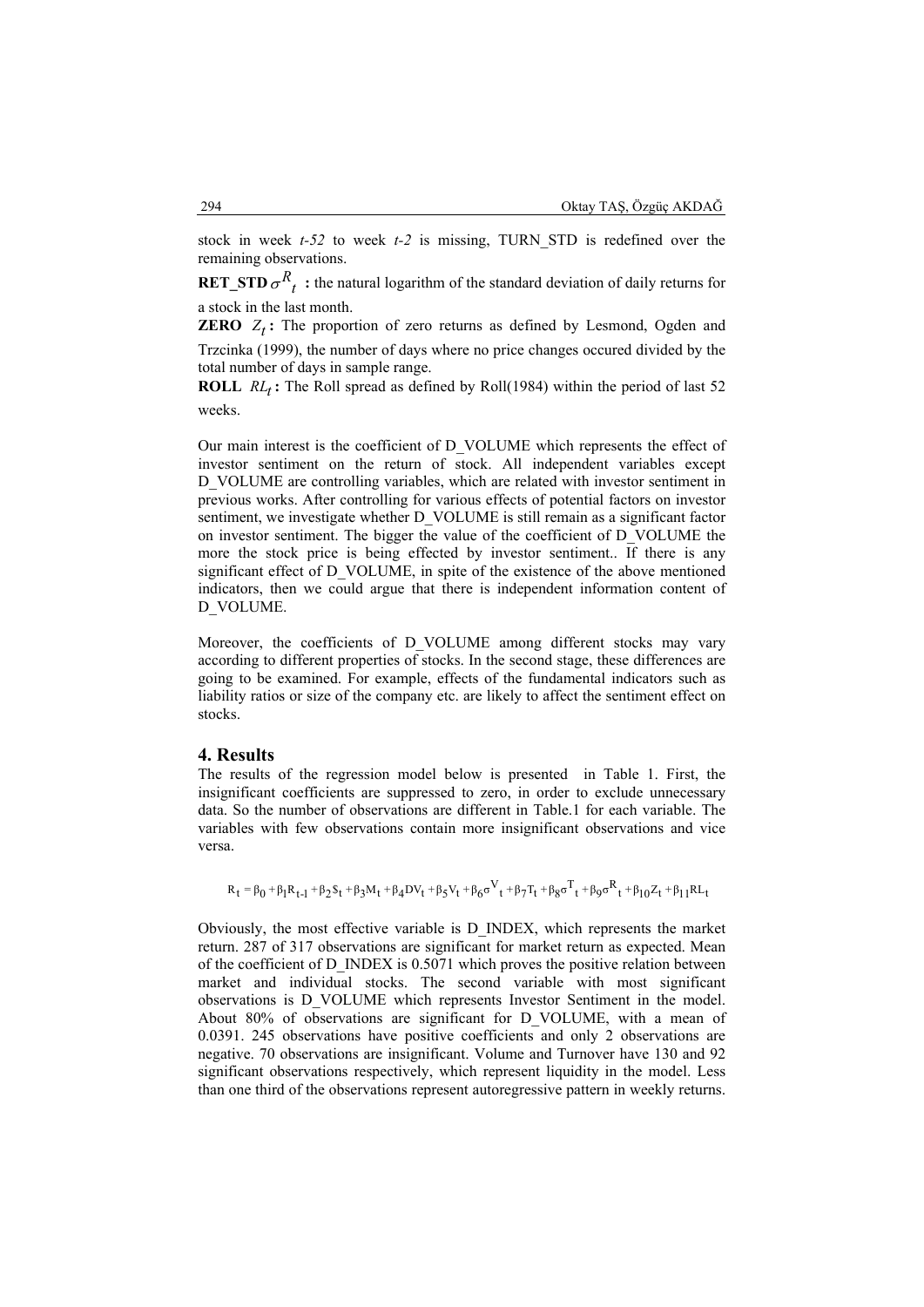stock in week *t-52* to week *t-2* is missing, TURN_STD is redefined over the remaining observations.

**RET_STD** $\sigma^{R}_{t}$ **:** the natural logarithm of the standard deviation of daily returns for a stock in the last month.

**ZERO** $Z_t$ **:** The proportion of zero returns as defined by Lesmond, Ogden and Trzcinka (1999), the number of days where no price changes occured divided by the total number of days in sample range.

**ROLL** $RL_t$ **:** The Roll spread as defined by Roll(1984) within the period of last 52 weeks.

Our main interest is the coefficient of D_VOLUME which represents the effect of investor sentiment on the return of stock. All independent variables except D_VOLUME are controlling variables, which are related with investor sentiment in previous works. After controlling for various effects of potential factors on investor sentiment, we investigate whether D_VOLUME is still remain as a significant factor on investor sentiment. The bigger the value of the coefficient of D_VOLUME the more the stock price is being effected by investor sentiment.. If there is any significant effect of D_VOLUME, in spite of the existence of the above mentioned indicators, then we could argue that there is independent information content of D_VOLUME.

Moreover, the coefficients of D_VOLUME among different stocks may vary according to different properties of stocks. In the second stage, these differences are going to be examined. For example, effects of the fundamental indicators such as liability ratios or size of the company etc. are likely to affect the sentiment effect on stocks.

## 4. Results

The results of the regression model below is presented in Table 1. First, the insignificant coefficients are suppressed to zero, in order to exclude unnecessary data. So the number of observations are different in Table.1 for each variable. The variables with few observations contain more insignificant observations and vice versa.

$$R_t = \beta_0 + \beta_1 R_{t-1} + \beta_2 S_t + \beta_3 M_t + \beta_4 DV_t + \beta_5 V_t + \beta_6 \sigma^{V}_{t} + \beta_7 T_t + \beta_8 \sigma^{T}_{t} + \beta_9 \sigma^{R}_{t} + \beta_{10} Z_t + \beta_{11} RL_t$$

Obviously, the most effective variable is D_INDEX, which represents the market return. 287 of 317 observations are significant for market return as expected. Mean of the coefficient of D_INDEX is 0.5071 which proves the positive relation between market and individual stocks. The second variable with most significant observations is D_VOLUME which represents Investor Sentiment in the model. About 80% of observations are significant for D_VOLUME, with a mean of 0.0391. 245 observations have positive coefficients and only 2 observations are negative. 70 observations are insignificant. Volume and Turnover have 130 and 92 significant observations respectively, which represent liquidity in the model. Less than one third of the observations represent autoregressive pattern in weekly returns.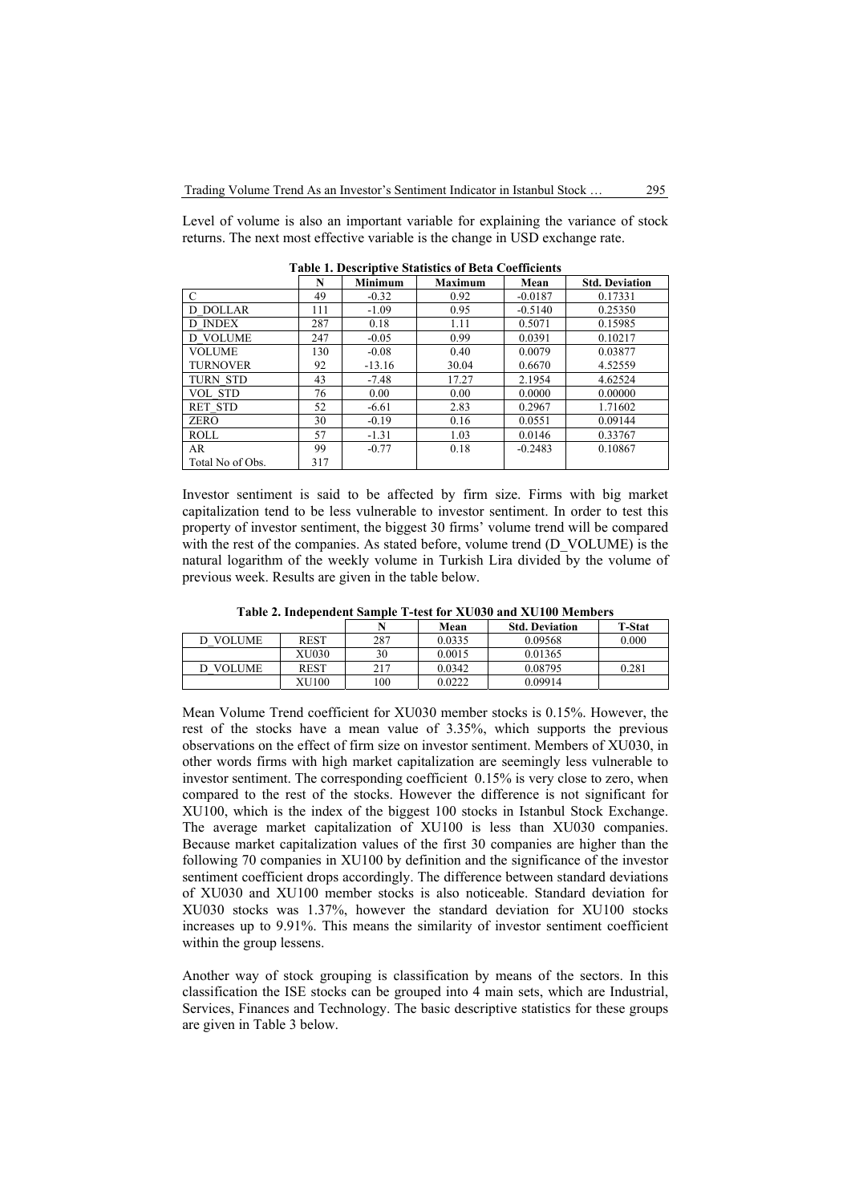Level of volume is also an important variable for explaining the variance of stock returns. The next most effective variable is the change in USD exchange rate.

**Table 1. Descriptive Statistics of Beta Coefficients**

| | N | Minimum | Maximum | Mean | Std. Deviation |
|---|---|---|---|---|---|
| C | 49 | -0.32 | 0.92 | -0.0187 | 0.17331 |
| D_DOLLAR | 111 | -1.09 | 0.95 | -0.5140 | 0.25350 |
| D_INDEX | 287 | 0.18 | 1.11 | 0.5071 | 0.15985 |
| D_VOLUME | 247 | -0.05 | 0.99 | 0.0391 | 0.10217 |
| VOLUME | 130 | -0.08 | 0.40 | 0.0079 | 0.03877 |
| TURNOVER | 92 | -13.16 | 30.04 | 0.6670 | 4.52559 |
| TURN_STD | 43 | -7.48 | 17.27 | 2.1954 | 4.62524 |
| VOL_STD | 76 | 0.00 | 0.00 | 0.0000 | 0.00000 |
| RET_STD | 52 | -6.61 | 2.83 | 0.2967 | 1.71602 |
| ZERO | 30 | -0.19 | 0.16 | 0.0551 | 0.09144 |
| ROLL | 57 | -1.31 | 1.03 | 0.0146 | 0.33767 |
| AR | 99 | -0.77 | 0.18 | -0.2483 | 0.10867 |
| Total No of Obs. | 317 | | | | |

Investor sentiment is said to be affected by firm size. Firms with big market capitalization tend to be less vulnerable to investor sentiment. In order to test this property of investor sentiment, the biggest 30 firms' volume trend will be compared with the rest of the companies. As stated before, volume trend (D_VOLUME) is the natural logarithm of the weekly volume in Turkish Lira divided by the volume of previous week. Results are given in the table below.

**Table 2. Independent Sample T-test for XU030 and XU100 Members**

| | | N | Mean | Std. Deviation | T-Stat |
|---|---|---|---|---|---|
| D_VOLUME | REST | 287 | 0.0335 | 0.09568 | 0.000 |
| | XU030 | 30 | 0.0015 | 0.01365 | |
| D_VOLUME | REST | 217 | 0.0342 | 0.08795 | 0.281 |
| | XU100 | 100 | 0.0222 | 0.09914 | |

Mean Volume Trend coefficient for XU030 member stocks is 0.15%. However, the rest of the stocks have a mean value of 3.35%, which supports the previous observations on the effect of firm size on investor sentiment. Members of XU030, in other words firms with high market capitalization are seemingly less vulnerable to investor sentiment. The corresponding coefficient 0.15% is very close to zero, when compared to the rest of the stocks. However the difference is not significant for XU100, which is the index of the biggest 100 stocks in Istanbul Stock Exchange. The average market capitalization of XU100 is less than XU030 companies. Because market capitalization values of the first 30 companies are higher than the following 70 companies in XU100 by definition and the significance of the investor sentiment coefficient drops accordingly. The difference between standard deviations of XU030 and XU100 member stocks is also noticeable. Standard deviation for XU030 stocks was 1.37%, however the standard deviation for XU100 stocks increases up to 9.91%. This means the similarity of investor sentiment coefficient within the group lessens.

Another way of stock grouping is classification by means of the sectors. In this classification the ISE stocks can be grouped into 4 main sets, which are Industrial, Services, Finances and Technology. The basic descriptive statistics for these groups are given in Table 3 below.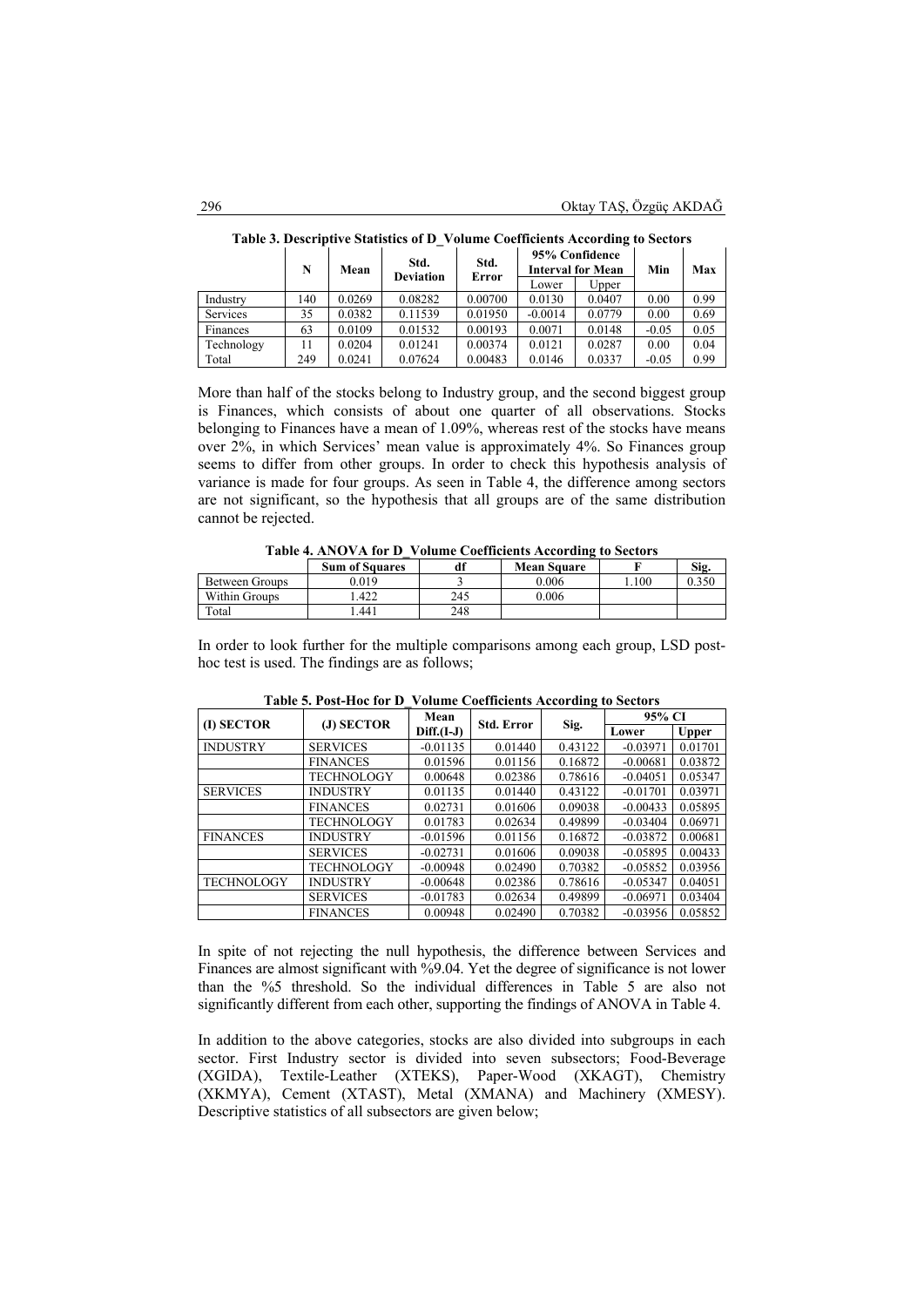**Table 3. Descriptive Statistics of D_Volume Coefficients According to Sectors**

| | N | Mean | Std. Deviation | Std. Error | 95% Confidence Interval for Mean | | Min | Max |
|---|---|---|---|---|---|---|---|---|
| | | | | | Lower | Upper | | |
| Industry | 140 | 0.0269 | 0.08282 | 0.00700 | 0.0130 | 0.0407 | 0.00 | 0.99 |
| Services | 35 | 0.0382 | 0.11539 | 0.01950 | -0.0014 | 0.0779 | 0.00 | 0.69 |
| Finances | 63 | 0.0109 | 0.01532 | 0.00193 | 0.0071 | 0.0148 | -0.05 | 0.05 |
| Technology | 11 | 0.0204 | 0.01241 | 0.00374 | 0.0121 | 0.0287 | 0.00 | 0.04 |
| Total | 249 | 0.0241 | 0.07624 | 0.00483 | 0.0146 | 0.0337 | -0.05 | 0.99 |

More than half of the stocks belong to Industry group, and the second biggest group is Finances, which consists of about one quarter of all observations. Stocks belonging to Finances have a mean of 1.09%, whereas rest of the stocks have means over 2%, in which Services' mean value is approximately 4%. So Finances group seems to differ from other groups. In order to check this hypothesis analysis of variance is made for four groups. As seen in Table 4, the difference among sectors are not significant, so the hypothesis that all groups are of the same distribution cannot be rejected.

**Table 4. ANOVA for D_Volume Coefficients According to Sectors**

| | Sum of Squares | df | Mean Square | F | Sig. |
|---|---|---|---|---|---|
| Between Groups | 0.019 | 3 | 0.006 | 1.100 | 0.350 |
| Within Groups | 1.422 | 245 | 0.006 | | |
| Total | 1.441 | 248 | | | |

In order to look further for the multiple comparisons among each group, LSD post-hoc test is used. The findings are as follows;

**Table 5. Post-Hoc for D_Volume Coefficients According to Sectors**

| (I) SECTOR | (J) SECTOR | Mean Diff.(I-J) | Std. Error | Sig. | 95% CI | |
|---|---|---|---|---|---|---|
| | | | | | Lower | Upper |
| INDUSTRY | SERVICES | -0.01135 | 0.01440 | 0.43122 | -0.03971 | 0.01701 |
| | FINANCES | 0.01596 | 0.01156 | 0.16872 | -0.00681 | 0.03872 |
| | TECHNOLOGY | 0.00648 | 0.02386 | 0.78616 | -0.04051 | 0.05347 |
| SERVICES | INDUSTRY | 0.01135 | 0.01440 | 0.43122 | -0.01701 | 0.03971 |
| | FINANCES | 0.02731 | 0.01606 | 0.09038 | -0.00433 | 0.05895 |
| | TECHNOLOGY | 0.01783 | 0.02634 | 0.49899 | -0.03404 | 0.06971 |
| FINANCES | INDUSTRY | -0.01596 | 0.01156 | 0.16872 | -0.03872 | 0.00681 |
| | SERVICES | -0.02731 | 0.01606 | 0.09038 | -0.05895 | 0.00433 |
| | TECHNOLOGY | -0.00948 | 0.02490 | 0.70382 | -0.05852 | 0.03956 |
| TECHNOLOGY | INDUSTRY | -0.00648 | 0.02386 | 0.78616 | -0.05347 | 0.04051 |
| | SERVICES | -0.01783 | 0.02634 | 0.49899 | -0.06971 | 0.03404 |
| | FINANCES | 0.00948 | 0.02490 | 0.70382 | -0.03956 | 0.05852 |

In spite of not rejecting the null hypothesis, the difference between Services and Finances are almost significant with %9.04. Yet the degree of significance is not lower than the %5 threshold. So the individual differences in Table 5 are also not significantly different from each other, supporting the findings of ANOVA in Table 4.

In addition to the above categories, stocks are also divided into subgroups in each sector. First Industry sector is divided into seven subsectors; Food-Beverage (XGIDA), Textile-Leather (XTEKS), Paper-Wood (XKAGT), Chemistry (XKMYA), Cement (XTAST), Metal (XMANA) and Machinery (XMESY). Descriptive statistics of all subsectors are given below;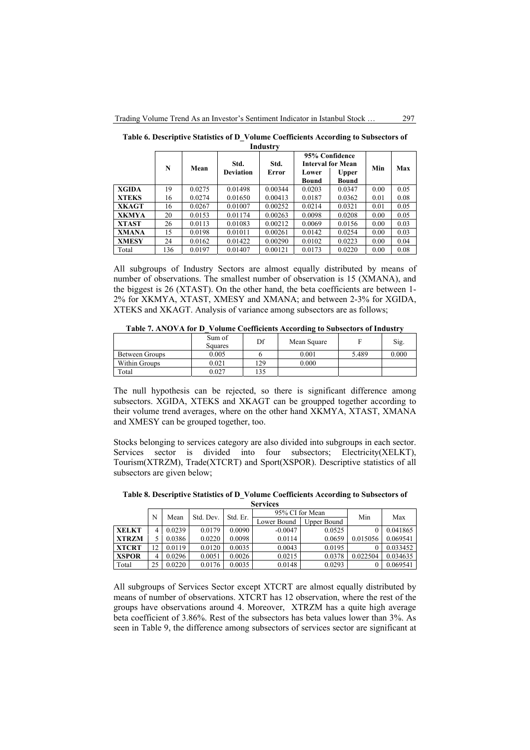**Table 6. Descriptive Statistics of D_Volume Coefficients According to Subsectors of Industry**

| | N | Mean | Std. Deviation | Std. Error | 95% Confidence Interval for Mean | | Min | Max |
|---|---|---|---|---|---|---|---|---|
| | | | | | Lower Bound | Upper Bound | | |
| **XGIDA** | 19 | 0.0275 | 0.01498 | 0.00344 | 0.0203 | 0.0347 | 0.00 | 0.05 |
| **XTEKS** | 16 | 0.0274 | 0.01650 | 0.00413 | 0.0187 | 0.0362 | 0.01 | 0.08 |
| **XKAGT** | 16 | 0.0267 | 0.01007 | 0.00252 | 0.0214 | 0.0321 | 0.01 | 0.05 |
| **XKMYA** | 20 | 0.0153 | 0.01174 | 0.00263 | 0.0098 | 0.0208 | 0.00 | 0.05 |
| **XTAST** | 26 | 0.0113 | 0.01083 | 0.00212 | 0.0069 | 0.0156 | 0.00 | 0.03 |
| **XMANA** | 15 | 0.0198 | 0.01011 | 0.00261 | 0.0142 | 0.0254 | 0.00 | 0.03 |
| **XMESY** | 24 | 0.0162 | 0.01422 | 0.00290 | 0.0102 | 0.0223 | 0.00 | 0.04 |
| Total | 136 | 0.0197 | 0.01407 | 0.00121 | 0.0173 | 0.0220 | 0.00 | 0.08 |

All subgroups of Industry Sectors are almost equally distributed by means of number of observations. The smallest number of observation is 15 (XMANA), and the biggest is 26 (XTAST). On the other hand, the beta coefficients are between 1-2% for XKMYA, XTAST, XMESY and XMANA; and between 2-3% for XGIDA, XTEKS and XKAGT. Analysis of variance among subsectors are as follows;

**Table 7. ANOVA for D_Volume Coefficients According to Subsectors of Industry**

| | Sum of Squares | Df | Mean Square | F | Sig. |
|---|---|---|---|---|---|
| Between Groups | 0.005 | 6 | 0.001 | 5.489 | 0.000 |
| Within Groups | 0.021 | 129 | 0.000 | | |
| Total | 0.027 | 135 | | | |

The null hypothesis can be rejected, so there is significant difference among subsectors. XGIDA, XTEKS and XKAGT can be groupped together according to their volume trend averages, where on the other hand XKMYA, XTAST, XMANA and XMESY can be grouped together, too.

Stocks belonging to services category are also divided into subgroups in each sector. Services sector is divided into four subsectors; Electricity(XELKT), Tourism(XTRZM), Trade(XTCRT) and Sport(XSPOR). Descriptive statistics of all subsectors are given below;

**Table 8. Descriptive Statistics of D_Volume Coefficients According to Subsectors of Services**

| | N | Mean | Std. Dev. | Std. Er. | 95% CI for Mean | | Min | Max |
|---|---|---|---|---|---|---|---|---|
| | | | | | Lower Bound | Upper Bound | | |
| **XELKT** | 4 | 0.0239 | 0.0179 | 0.0090 | -0.0047 | 0.0525 | 0 | 0.041865 |
| **XTRZM** | 5 | 0.0386 | 0.0220 | 0.0098 | 0.0114 | 0.0659 | 0.015056 | 0.069541 |
| **XTCRT** | 12 | 0.0119 | 0.0120 | 0.0035 | 0.0043 | 0.0195 | 0 | 0.033452 |
| **XSPOR** | 4 | 0.0296 | 0.0051 | 0.0026 | 0.0215 | 0.0378 | 0.022504 | 0.034635 |
| Total | 25 | 0.0220 | 0.0176 | 0.0035 | 0.0148 | 0.0293 | 0 | 0.069541 |

All subgroups of Services Sector except XTCRT are almost equally distributed by means of number of observations. XTCRT has 12 observation, where the rest of the groups have observations around 4. Moreover, XTRZM has a quite high average beta coefficient of 3.86%. Rest of the subsectors has beta values lower than 3%. As seen in Table 9, the difference among subsectors of services sector are significant at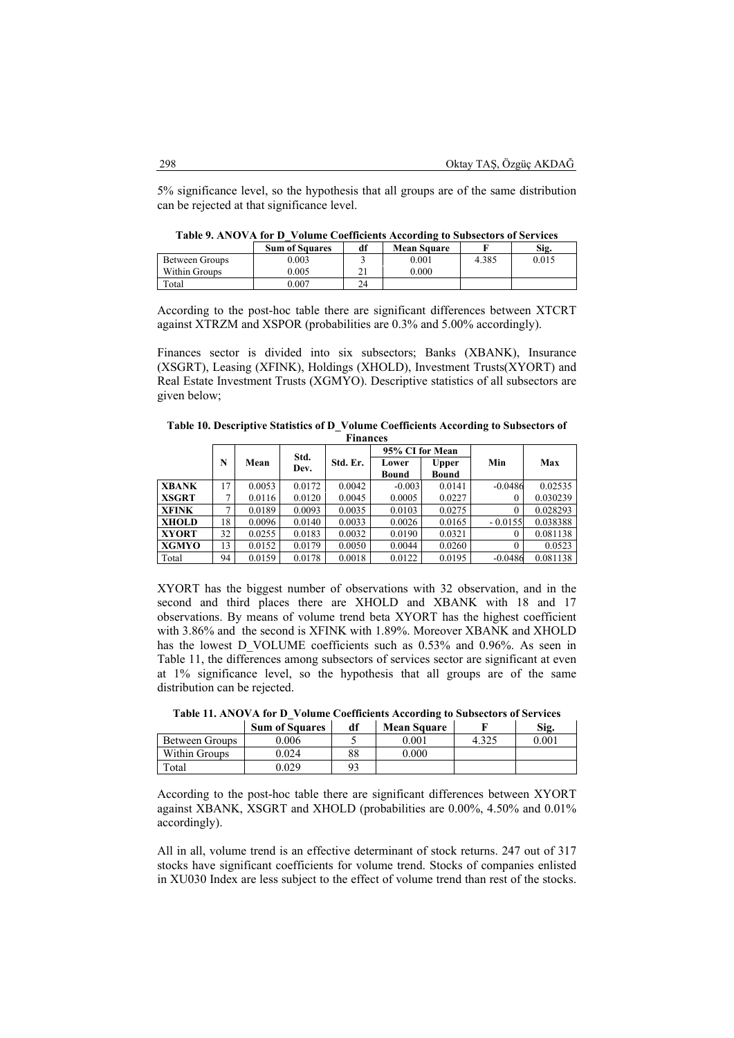5% significance level, so the hypothesis that all groups are of the same distribution can be rejected at that significance level.

**Table 9. ANOVA for D_Volume Coefficients According to Subsectors of Services**

| | Sum of Squares | df | Mean Square | F | Sig. |
|---|---|---|---|---|---|
| Between Groups | 0.003 | 3 | 0.001 | 4.385 | 0.015 |
| Within Groups | 0.005 | 21 | 0.000 | | |
| Total | 0.007 | 24 | | | |

According to the post-hoc table there are significant differences between XTCRT against XTRZM and XSPOR (probabilities are 0.3% and 5.00% accordingly).

Finances sector is divided into six subsectors; Banks (XBANK), Insurance (XSGRT), Leasing (XFINK), Holdings (XHOLD), Investment Trusts(XYORT) and Real Estate Investment Trusts (XGMYO). Descriptive statistics of all subsectors are given below;

**Table 10. Descriptive Statistics of D_Volume Coefficients According to Subsectors of Finances**

| | N | Mean | Std. Dev. | Std. Er. | 95% CI for Mean | | Min | Max |
|---|---|---|---|---|---|---|---|---|
| | | | | | Lower Bound | Upper Bound | | |
| **XBANK** | 17 | 0.0053 | 0.0172 | 0.0042 | -0.003 | 0.0141 | -0.0486 | 0.02535 |
| **XSGRT** | 7 | 0.0116 | 0.0120 | 0.0045 | 0.0005 | 0.0227 | 0 | 0.030239 |
| **XFINK** | 7 | 0.0189 | 0.0093 | 0.0035 | 0.0103 | 0.0275 | 0 | 0.028293 |
| **XHOLD** | 18 | 0.0096 | 0.0140 | 0.0033 | 0.0026 | 0.0165 | - 0.0155 | 0.038388 |
| **XYORT** | 32 | 0.0255 | 0.0183 | 0.0032 | 0.0190 | 0.0321 | 0 | 0.081138 |
| **XGMYO** | 13 | 0.0152 | 0.0179 | 0.0050 | 0.0044 | 0.0260 | 0 | 0.0523 |
| Total | 94 | 0.0159 | 0.0178 | 0.0018 | 0.0122 | 0.0195 | -0.0486 | 0.081138 |

XYORT has the biggest number of observations with 32 observation, and in the second and third places there are XHOLD and XBANK with 18 and 17 observations. By means of volume trend beta XYORT has the highest coefficient with 3.86% and the second is XFINK with 1.89%. Moreover XBANK and XHOLD has the lowest D_VOLUME coefficients such as 0.53% and 0.96%. As seen in Table 11, the differences among subsectors of services sector are significant at even at 1% significance level, so the hypothesis that all groups are of the same distribution can be rejected.

**Table 11. ANOVA for D_Volume Coefficients According to Subsectors of Services**

| | Sum of Squares | df | Mean Square | F | Sig. |
|---|---|---|---|---|---|
| Between Groups | 0.006 | 5 | 0.001 | 4.325 | 0.001 |
| Within Groups | 0.024 | 88 | 0.000 | | |
| Total | 0.029 | 93 | | | |

According to the post-hoc table there are significant differences between XYORT against XBANK, XSGRT and XHOLD (probabilities are 0.00%, 4.50% and 0.01% accordingly).

All in all, volume trend is an effective determinant of stock returns. 247 out of 317 stocks have significant coefficients for volume trend. Stocks of companies enlisted in XU030 Index are less subject to the effect of volume trend than rest of the stocks.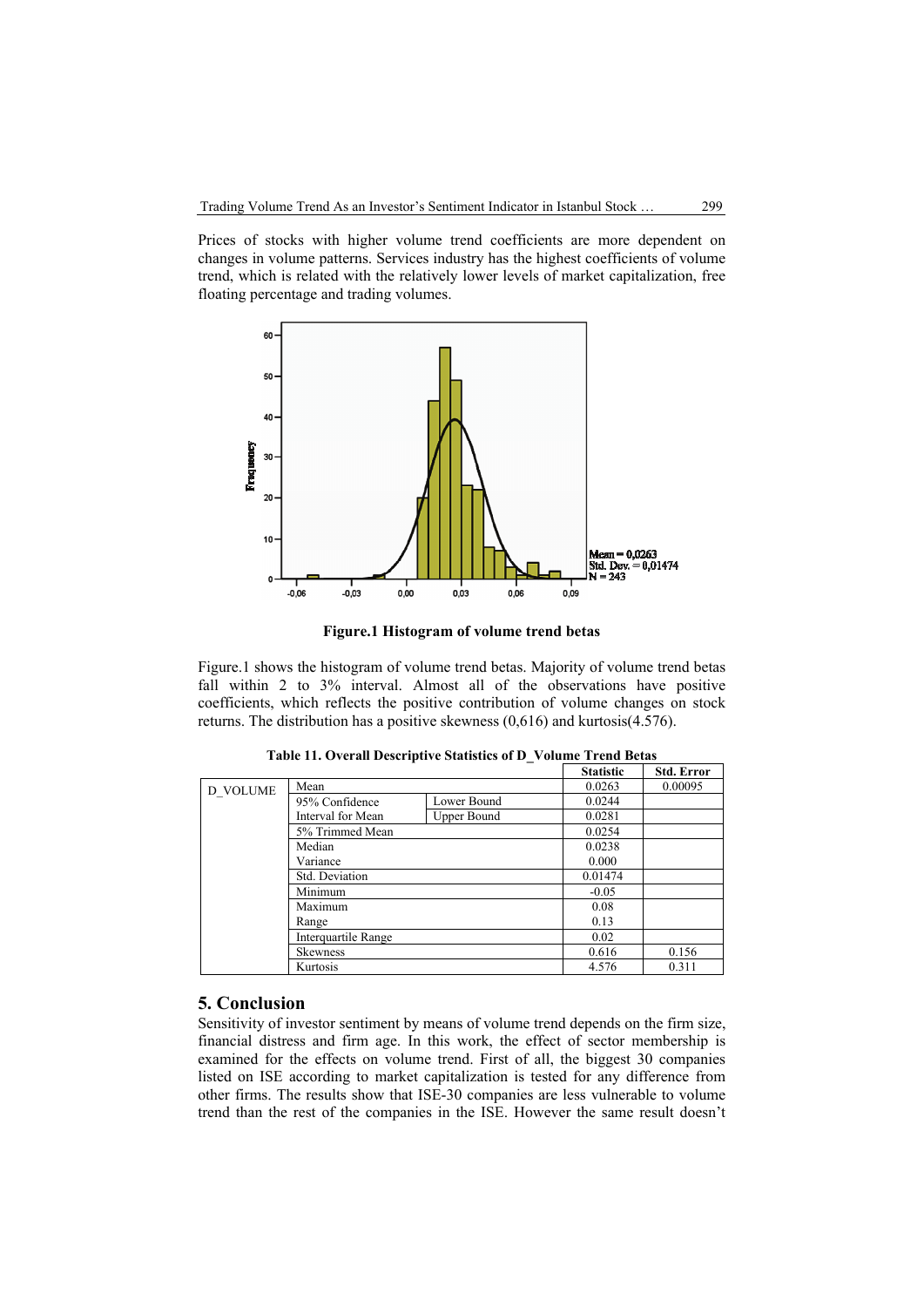Prices of stocks with higher volume trend coefficients are more dependent on changes in volume patterns. Services industry has the highest coefficients of volume trend, which is related with the relatively lower levels of market capitalization, free floating percentage and trading volumes.

**Figure.1 Histogram of volume trend betas**

Figure.1 shows the histogram of volume trend betas. Majority of volume trend betas fall within 2 to 3% interval. Almost all of the observations have positive coefficients, which reflects the positive contribution of volume changes on stock returns. The distribution has a positive skewness (0,616) and kurtosis(4.576).

**Table 11. Overall Descriptive Statistics of D_Volume Trend Betas**

| | | | Statistic | Std. Error |
|---|---|---|---|---|
| D_VOLUME | Mean | | 0.0263 | 0.00095 |
| | 95% Confidence Interval for Mean | Lower Bound | 0.0244 | |
| | | Upper Bound | 0.0281 | |
| | 5% Trimmed Mean | | 0.0254 | |
| | Median | | 0.0238 | |
| | Variance | | 0.000 | |
| | Std. Deviation | | 0.01474 | |
| | Minimum | | -0.05 | |
| | Maximum | | 0.08 | |
| | Range | | 0.13 | |
| | Interquartile Range | | 0.02 | |
| | Skewness | | 0.616 | 0.156 |
| | Kurtosis | | 4.576 | 0.311 |

## 5. Conclusion

Sensitivity of investor sentiment by means of volume trend depends on the firm size, financial distress and firm age. In this work, the effect of sector membership is examined for the effects on volume trend. First of all, the biggest 30 companies listed on ISE according to market capitalization is tested for any difference from other firms. The results show that ISE-30 companies are less vulnerable to volume trend than the rest of the companies in the ISE. However the same result doesn't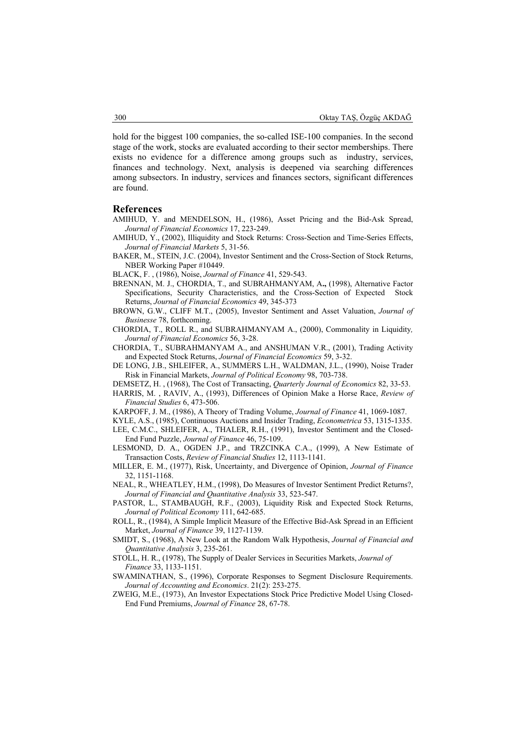hold for the biggest 100 companies, the so-called ISE-100 companies. In the second stage of the work, stocks are evaluated according to their sector memberships. There exists no evidence for a difference among groups such as industry, services, finances and technology. Next, analysis is deepened via searching differences among subsectors. In industry, services and finances sectors, significant differences are found.

## References

AMIHUD, Y. and MENDELSON, H., (1986), Asset Pricing and the Bid-Ask Spread, *Journal of Financial Economics* 17, 223-249.

AMIHUD, Y., (2002), Illiquidity and Stock Returns: Cross-Section and Time-Series Effects, *Journal of Financial Markets* 5, 31-56.

BAKER, M., STEIN, J.C. (2004), Investor Sentiment and the Cross-Section of Stock Returns, NBER Working Paper #10449.

BLACK, F. , (1986), Noise, *Journal of Finance* 41, 529-543.

BRENNAN, M. J., CHORDIA, T., and SUBRAHMANYAM, A**.,** (1998), Alternative Factor Specifications, Security Characteristics, and the Cross-Section of Expected Stock Returns, *Journal of Financial Economics* 49, 345-373

BROWN, G.W., CLIFF M.T., (2005), Investor Sentiment and Asset Valuation, *Journal of Businesse* 78, forthcoming.

CHORDIA, T., ROLL R., and SUBRAHMANYAM A., (2000), Commonality in Liquidity*, Journal of Financial Economics* 56, 3-28.

CHORDIA, T., SUBRAHMANYAM A., and ANSHUMAN V.R., (2001), Trading Activity and Expected Stock Returns, *Journal of Financial Economics* 59, 3-32.

DE LONG, J.B., SHLEIFER, A., SUMMERS L.H., WALDMAN, J.L., (1990), Noise Trader Risk in Financial Markets, *Journal of Political Economy* 98, 703-738.

DEMSETZ, H. , (1968), The Cost of Transacting, *Quarterly Journal of Economics* 82, 33-53.

HARRIS, M. , RAVIV, A., (1993), Differences of Opinion Make a Horse Race, *Review of Financial Studies* 6, 473-506.

KARPOFF, J. M., (1986), A Theory of Trading Volume, *Journal of Finance* 41, 1069-1087.

KYLE, A.S., (1985), Continuous Auctions and Insider Trading, *Econometrica* 53, 1315-1335.

LEE, C.M.C., SHLEIFER, A., THALER, R.H., (1991), Investor Sentiment and the Closed-End Fund Puzzle, *Journal of Finance* 46, 75-109.

LESMOND, D. A., OGDEN J.P., and TRZCINKA C.A., (1999), A New Estimate of Transaction Costs, *Review of Financial Studies* 12, 1113-1141.

MILLER, E. M., (1977), Risk, Uncertainty, and Divergence of Opinion, *Journal of Finance* 32, 1151-1168.

NEAL, R., WHEATLEY, H.M., (1998), Do Measures of Investor Sentiment Predict Returns?, *Journal of Financial and Quantitative Analysis* 33, 523-547.

PASTOR, L., STAMBAUGH, R.F., (2003), Liquidity Risk and Expected Stock Returns, *Journal of Political Economy* 111, 642-685.

ROLL, R., (1984), A Simple Implicit Measure of the Effective Bid-Ask Spread in an Efficient Market, *Journal of Finance* 39, 1127-1139.

SMIDT, S., (1968), A New Look at the Random Walk Hypothesis, *Journal of Financial and Quantitative Analysis* 3, 235-261.

STOLL, H. R., (1978), The Supply of Dealer Services in Securities Markets, *Journal of Finance* 33, 1133-1151.

SWAMINATHAN, S., (1996), Corporate Responses to Segment Disclosure Requirements. *Journal of Accounting and Economics*. 21(2): 253-275.

ZWEIG, M.E., (1973), An Investor Expectations Stock Price Predictive Model Using Closed-End Fund Premiums, *Journal of Finance* 28, 67-78.